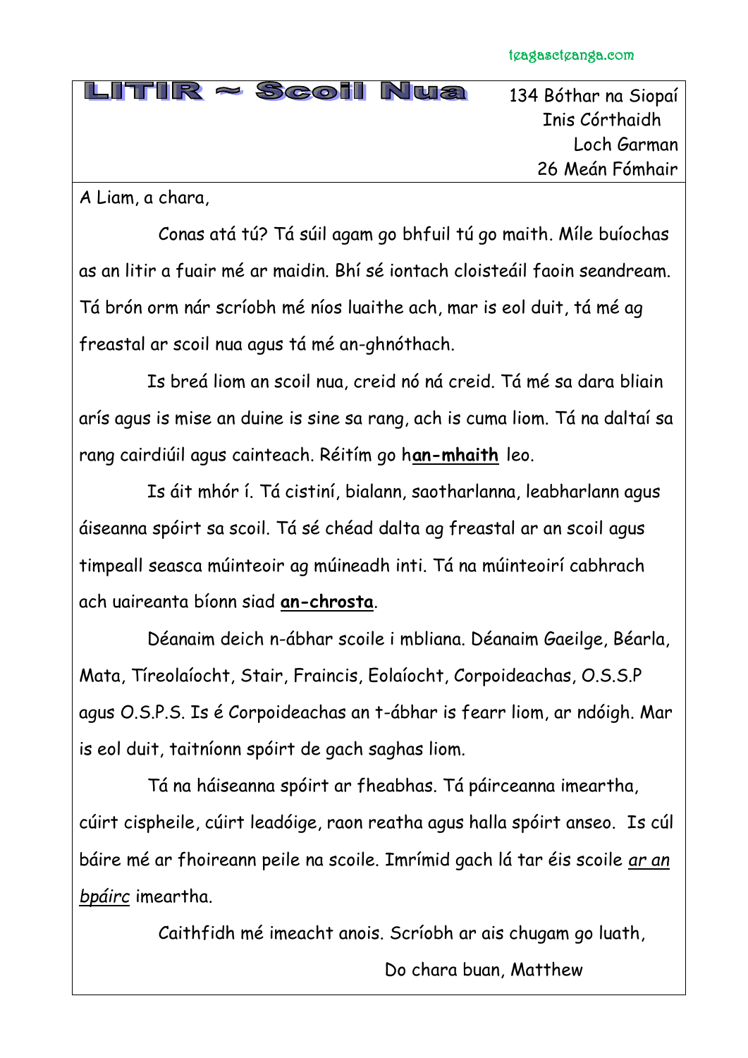# LITIR ~ Scoil Nua

134 Bóthar na Siopaí
Inis Córthaidh
Loch Garman
26 Meán Fómhair

A Liam, a chara,

Conas atá tú? Tá súil agam go bhfuil tú go maith. Míle buíochas as an litir a fuair mé ar maidin. Bhí sé iontach cloisteáil faoin seandream. Tá brón orm nár scríobh mé níos luaithe ach, mar is eol duit, tá mé ag freastal ar scoil nua agus tá mé an-ghnóthach.

Is breá liom an scoil nua, creid nó ná creid. Tá mé sa dara bliain arís agus is mise an duine is sine sa rang, ach is cuma liom. Tá na daltaí sa rang cairdiúil agus cainteach. Réitím go h**an-mhaith** leo.

Is áit mhór í. Tá cistiní, bialann, saotharlanna, leabharlann agus áiseanna spóirt sa scoil. Tá sé chéad dalta ag freastal ar an scoil agus timpeall seasca múinteoir ag múineadh inti. Tá na múinteoirí cabhrach ach uaireanta bíonn siad **an-chrosta**.

Déanaim deich n-ábhar scoile i mbliana. Déanaim Gaeilge, Béarla, Mata, Tíreolaíocht, Stair, Fraincis, Eolaíocht, Corpoideachas, O.S.S.P agus O.S.P.S. Is é Corpoideachas an t-ábhar is fearr liom, ar ndóigh. Mar is eol duit, taitníonn spóirt de gach saghas liom.

Tá na háiseanna spóirt ar fheabhas. Tá páirceanna imeartha, cúirt cispheile, cúirt leadóige, raon reatha agus halla spóirt anseo. Is cúl báire mé ar fhoireann peile na scoile. Imrímid gach lá tar éis scoile *ar an bpáirc* imeartha.

Caithfidh mé imeacht anois. Scríobh ar ais chugam go luath,

Do chara buan, Matthew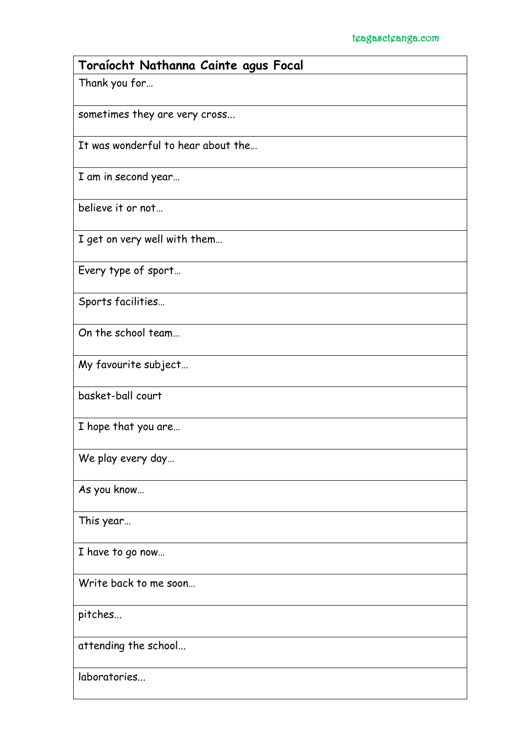| Toraíocht Nathanna Cainte agus Focal |
| --- |
| Thank you for… |
| sometimes they are very cross... |
| It was wonderful to hear about the… |
| I am in second year… |
| believe it or not… |
| I get on very well with them… |
| Every type of sport… |
| Sports facilities… |
| On the school team… |
| My favourite subject… |
| basket-ball court |
| I hope that you are… |
| We play every day… |
| As you know… |
| This year… |
| I have to go now… |
| Write back to me soon… |
| pitches... |
| attending the school... |
| laboratories... |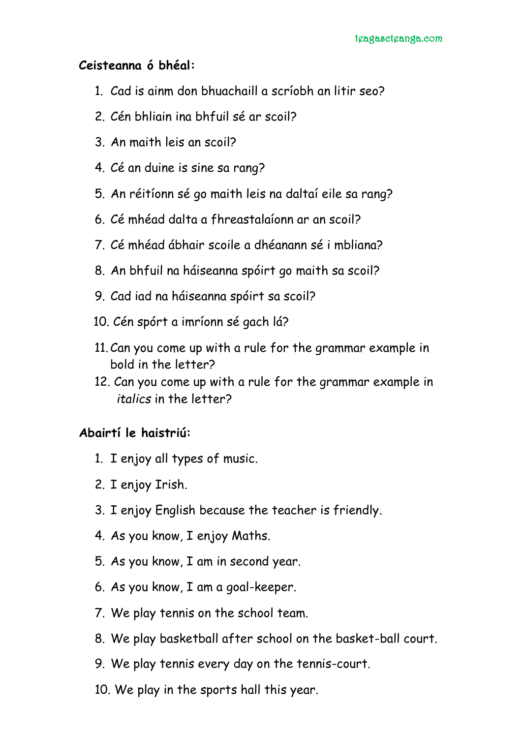**Ceisteanna ó bhéal:**

1. Cad is ainm don bhuachaill a scríobh an litir seo?
2. Cén bhliain ina bhfuil sé ar scoil?
3. An maith leis an scoil?
4. Cé an duine is sine sa rang?
5. An réitíonn sé go maith leis na daltaí eile sa rang?
6. Cé mhéad dalta a fhreastalaíonn ar an scoil?
7. Cé mhéad ábhair scoile a dhéanann sé i mbliana?
8. An bhfuil na háiseanna spóirt go maith sa scoil?
9. Cad iad na háiseanna spóirt sa scoil?
10. Cén spórt a imríonn sé gach lá?
11. Can you come up with a rule for the grammar example in bold in the letter?
12. Can you come up with a rule for the grammar example in *italics* in the letter?

**Abairtí le haistriú:**

1. I enjoy all types of music.
2. I enjoy Irish.
3. I enjoy English because the teacher is friendly.
4. As you know, I enjoy Maths.
5. As you know, I am in second year.
6. As you know, I am a goal-keeper.
7. We play tennis on the school team.
8. We play basketball after school on the basket-ball court.
9. We play tennis every day on the tennis-court.
10. We play in the sports hall this year.